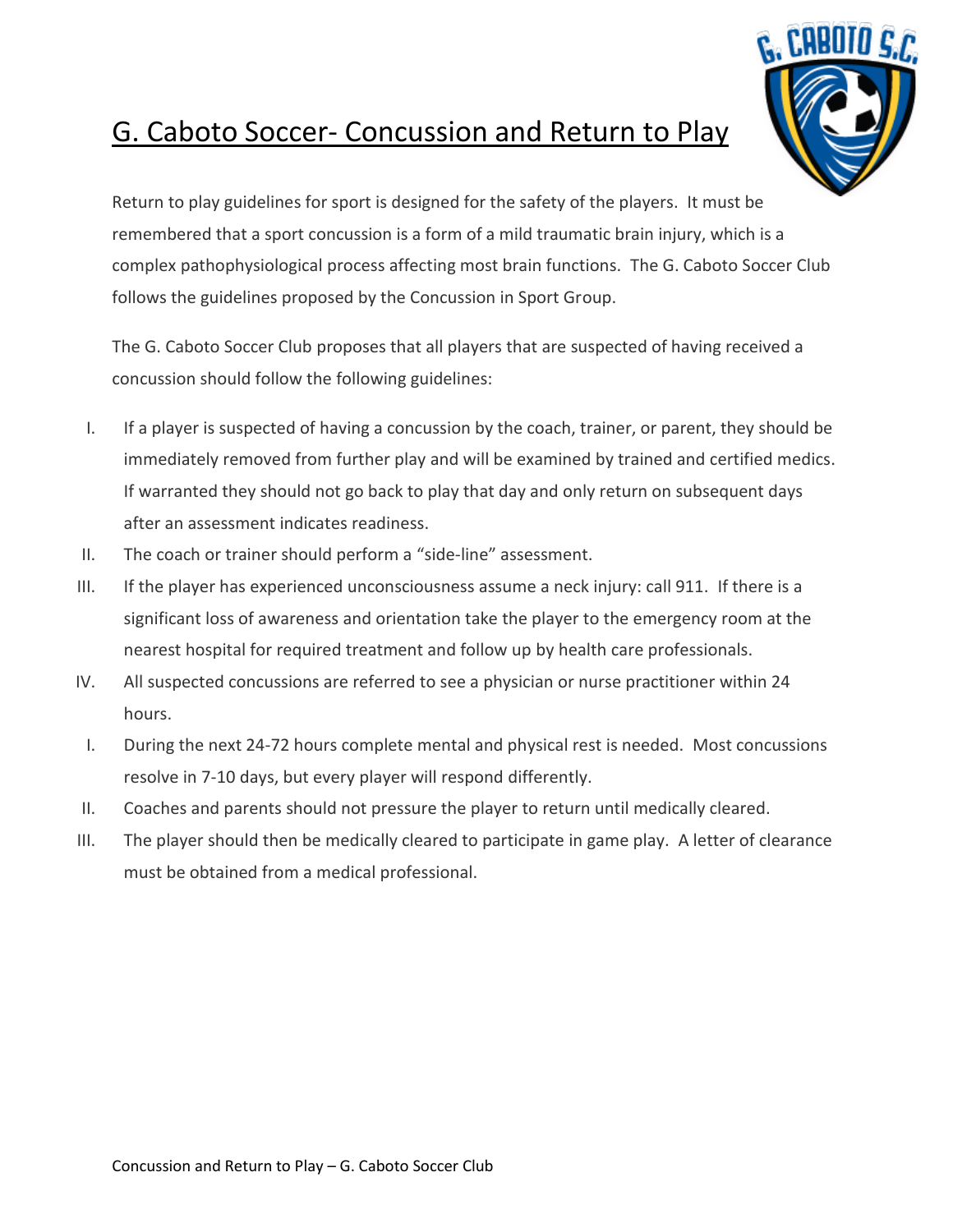# G. Caboto Soccer- Concussion and Return to Play

Return to play guidelines for sport is designed for the safety of the players. It must be remembered that a sport concussion is a form of a mild traumatic brain injury, which is a complex pathophysiological process affecting most brain functions. The G. Caboto Soccer Club follows the guidelines proposed by the Concussion in Sport Group.

The G. Caboto Soccer Club proposes that all players that are suspected of having received a concussion should follow the following guidelines:

I. If a player is suspected of having a concussion by the coach, trainer, or parent, they should be immediately removed from further play and will be examined by trained and certified medics. If warranted they should not go back to play that day and only return on subsequent days after an assessment indicates readiness.

II. The coach or trainer should perform a "side-line" assessment.

III. If the player has experienced unconsciousness assume a neck injury: call 911. If there is a significant loss of awareness and orientation take the player to the emergency room at the nearest hospital for required treatment and follow up by health care professionals.

IV. All suspected concussions are referred to see a physician or nurse practitioner within 24 hours.

I. During the next 24-72 hours complete mental and physical rest is needed. Most concussions resolve in 7-10 days, but every player will respond differently.

II. Coaches and parents should not pressure the player to return until medically cleared.

III. The player should then be medically cleared to participate in game play. A letter of clearance must be obtained from a medical professional.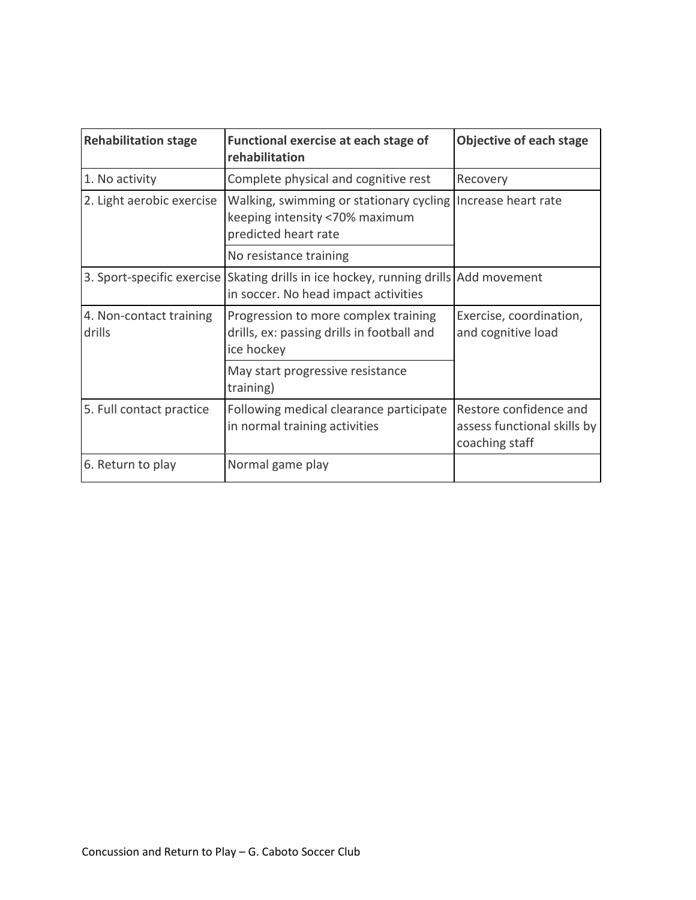| Rehabilitation stage | Functional exercise at each stage of rehabilitation | Objective of each stage |
|---|---|---|
| 1. No activity | Complete physical and cognitive rest | Recovery |
| 2. Light aerobic exercise | Walking, swimming or stationary cycling keeping intensity <70% maximum predicted heart rate | Increase heart rate |
| | No resistance training | |
| 3. Sport-specific exercise | Skating drills in ice hockey, running drills in soccer. No head impact activities | Add movement |
| 4. Non-contact training drills | Progression to more complex training drills, ex: passing drills in football and ice hockey | Exercise, coordination, and cognitive load |
| | May start progressive resistance training) | |
| 5. Full contact practice | Following medical clearance participate in normal training activities | Restore confidence and assess functional skills by coaching staff |
| 6. Return to play | Normal game play | |